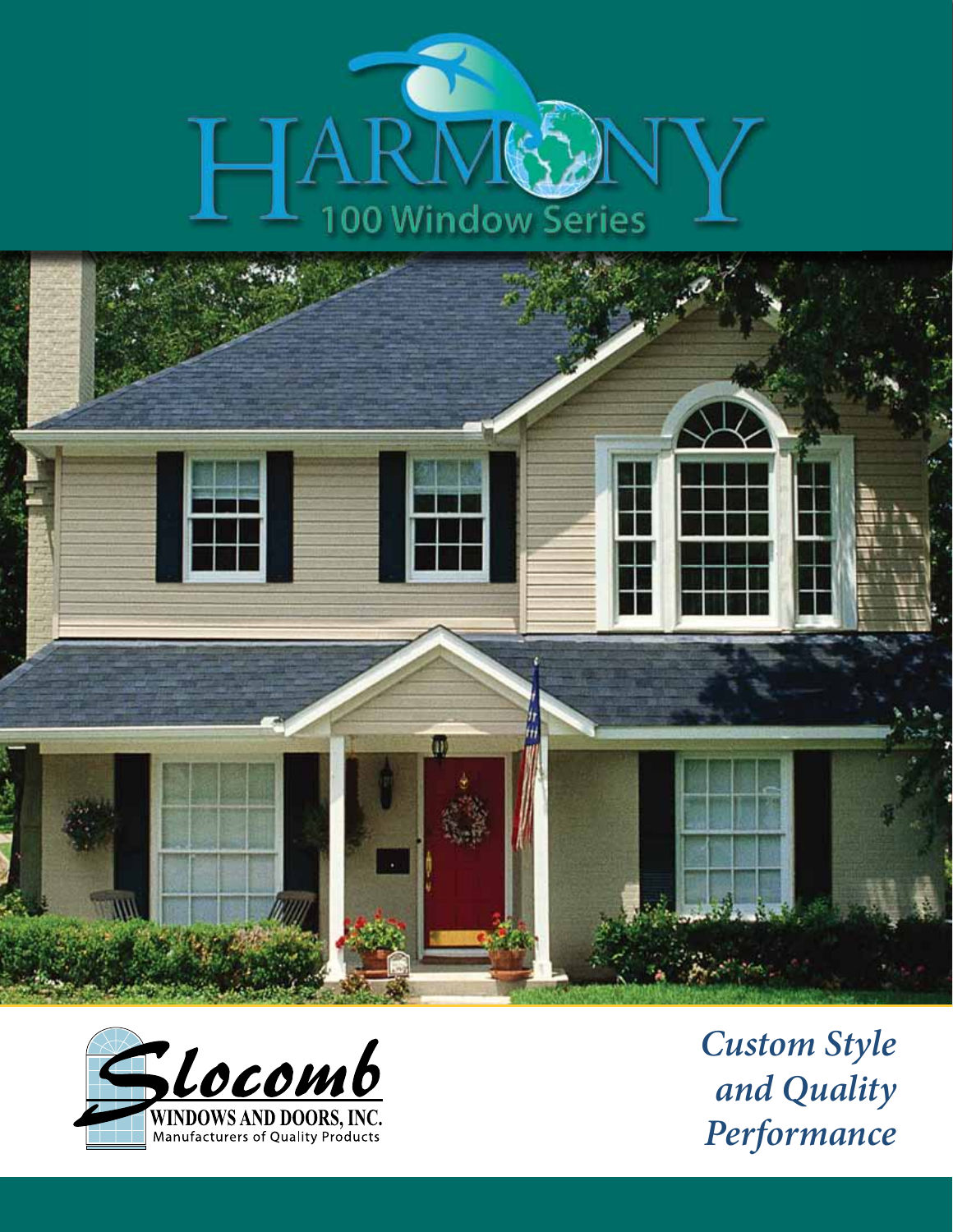# HARMONY

## 100 Window Series

Slocomb

WINDOWS AND DOORS, INC.

Manufacturers of Quality Products

*Custom Style and Quality Performance*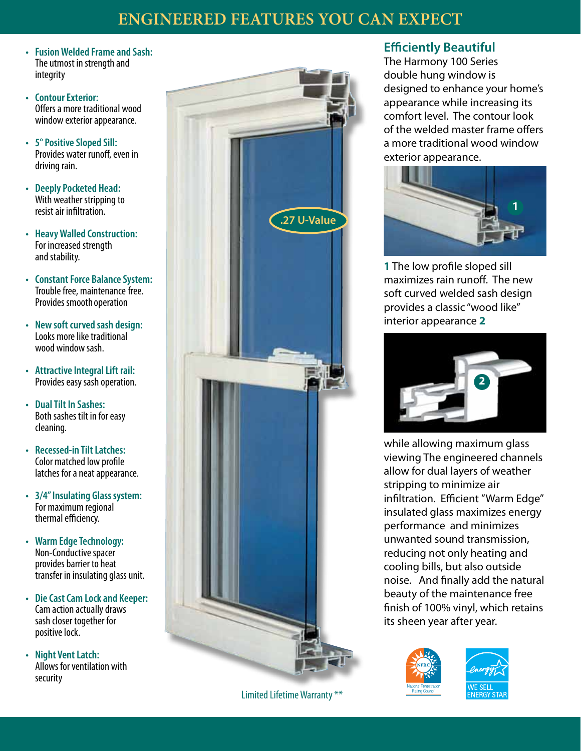# ENGINEERED FEATURES YOU CAN EXPECT

- **Fusion Welded Frame and Sash:** The utmost in strength and integrity
- **Contour Exterior:** Offers a more traditional wood window exterior appearance.
- **5° Positive Sloped Sill:** Provides water runoff, even in driving rain.
- **Deeply Pocketed Head:** With weather stripping to resist air infiltration.
- **Heavy Walled Construction:** For increased strength and stability.
- **Constant Force Balance System:** Trouble free, maintenance free. Provides smooth operation
- **New soft curved sash design:** Looks more like traditional wood window sash.
- **Attractive Integral Lift rail:** Provides easy sash operation.
- **Dual Tilt In Sashes:** Both sashes tilt in for easy cleaning.
- **Recessed-in Tilt Latches:** Color matched low profile latches for a neat appearance.
- **3/4" Insulating Glass system:** For maximum regional thermal efficiency.
- **Warm Edge Technology:** Non-Conductive spacer provides barrier to heat transfer in insulating glass unit.
- **Die Cast Cam Lock and Keeper:** Cam action actually draws sash closer together for positive lock.
- **Night Vent Latch:** Allows for ventilation with security

.27 U-Value

Limited Lifetime Warranty **

## Efficiently Beautiful

The Harmony 100 Series double hung window is designed to enhance your home's appearance while increasing its comfort level. The contour look of the welded master frame offers a more traditional wood window exterior appearance.

**1** The low profile sloped sill maximizes rain runoff. The new soft curved welded sash design provides a classic "wood like" interior appearance **2** while allowing maximum glass viewing The engineered channels allow for dual layers of weather stripping to minimize air infiltration. Efficient "Warm Edge" insulated glass maximizes energy performance and minimizes unwanted sound transmission, reducing not only heating and cooling bills, but also outside noise. And finally add the natural beauty of the maintenance free finish of 100% vinyl, which retains its sheen year after year.

NFRC National Fenestration Rating Council

WE SELL ENERGY STAR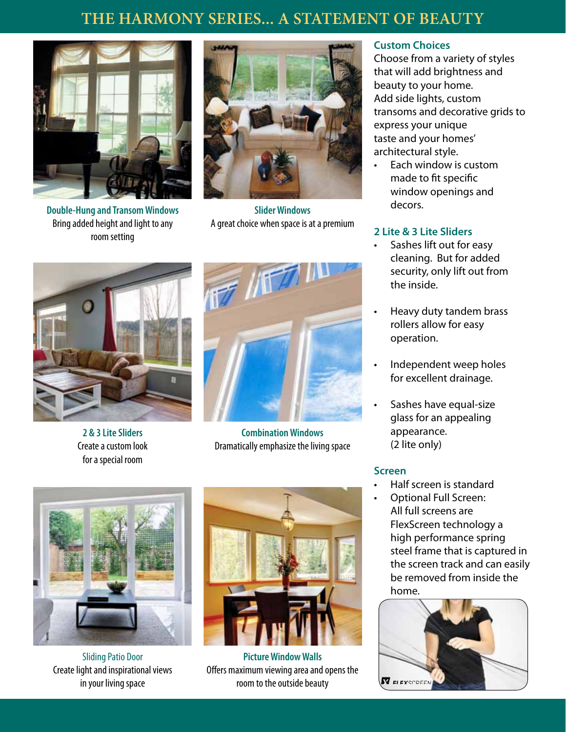# THE HARMONY SERIES... A STATEMENT OF BEAUTY

**Double-Hung and Transom Windows**
Bring added height and light to any room setting

**Slider Windows**
A great choice when space is at a premium

**2 & 3 Lite Sliders**
Create a custom look for a special room

**Combination Windows**
Dramatically emphasize the living space

**Sliding Patio Door**
Create light and inspirational views in your living space

**Picture Window Walls**
Offers maximum viewing area and opens the room to the outside beauty

## Custom Choices

Choose from a variety of styles that will add brightness and beauty to your home. Add side lights, custom transoms and decorative grids to express your unique taste and your homes' architectural style.

- Each window is custom made to fit specific window openings and decors.

## 2 Lite & 3 Lite Sliders

- Sashes lift out for easy cleaning. But for added security, only lift out from the inside.
- Heavy duty tandem brass rollers allow for easy operation.
- Independent weep holes for excellent drainage.
- Sashes have equal-size glass for an appealing appearance. (2 lite only)

## Screen

- Half screen is standard
- Optional Full Screen: All full screens are FlexScreen technology a high performance spring steel frame that is captured in the screen track and can easily be removed from inside the home.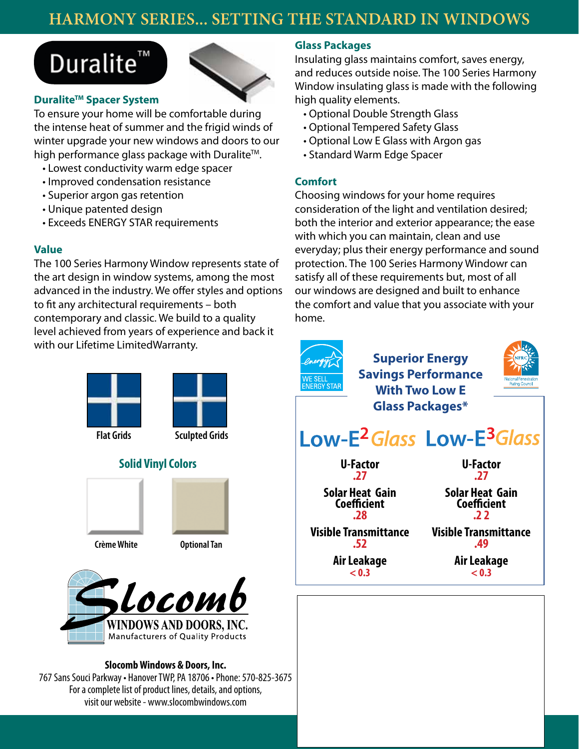# HARMONY SERIES... SETTING THE STANDARD IN WINDOWS

Duralite™

### Duralite™ Spacer System

To ensure your home will be comfortable during the intense heat of summer and the frigid winds of winter upgrade your new windows and doors to our high performance glass package with Duralite™.

- Lowest conductivity warm edge spacer
- Improved condensation resistance
- Superior argon gas retention
- Unique patented design
- Exceeds ENERGY STAR requirements

### Value

The 100 Series Harmony Window represents state of the art design in window systems, among the most advanced in the industry. We offer styles and options to fit any architectural requirements – both contemporary and classic. We build to a quality level achieved from years of experience and back it with our Lifetime LimitedWarranty.

Flat Grids

Sculpted Grids

### Solid Vinyl Colors

Crème White

Optional Tan

### Glass Packages

Insulating glass maintains comfort, saves energy, and reduces outside noise. The 100 Series Harmony Window insulating glass is made with the following high quality elements.

- Optional Double Strength Glass
- Optional Tempered Safety Glass
- Optional Low E Glass with Argon gas
- Standard Warm Edge Spacer

### Comfort

Choosing windows for your home requires consideration of the light and ventilation desired; both the interior and exterior appearance; the ease with which you can maintain, clean and use everyday; plus their energy performance and sound protection. The 100 Series Harmony Windowr can satisfy all of these requirements but, most of all our windows are designed and built to enhance the comfort and value that you associate with your home.

WE SELL ENERGY STAR

**Superior Energy Savings Performance With Two Low E Glass Packages***

NFRC National Fenestration Rating Council

| Low-E² Glass | Low-E³ Glass |
|---|---|
| U-Factor .27 | U-Factor .27 |
| Solar Heat Gain Coefficient .28 | Solar Heat Gain Coefficient .2 2 |
| Visible Transmittance .52 | Visible Transmittance .49 |
| Air Leakage < 0.3 | Air Leakage < 0.3 |

Slocomb WINDOWS AND DOORS, INC. Manufacturers of Quality Products

**Slocomb Windows & Doors, Inc.**
767 Sans Souci Parkway • Hanover TWP, PA 18706 • Phone: 570-825-3675
For a complete list of product lines, details, and options, visit our website - www.slocombwindows.com